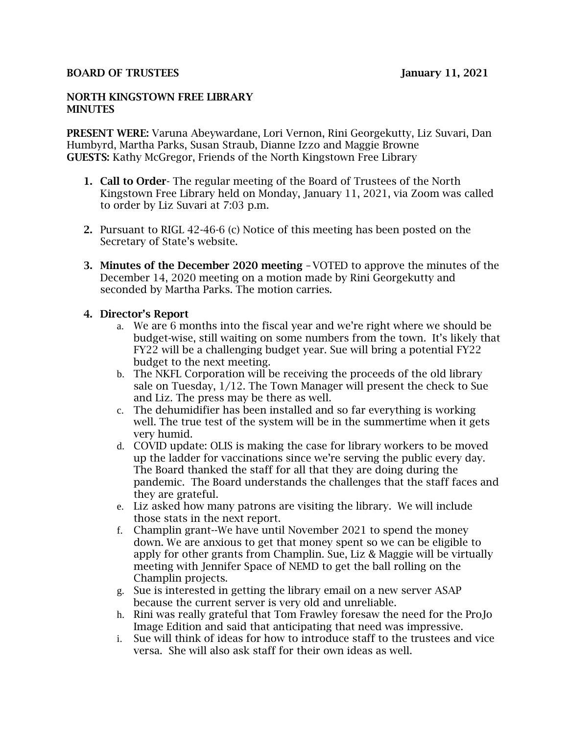**BOARD OF TRUSTEES** **January 11, 2021**

**NORTH KINGSTOWN FREE LIBRARY**
**MINUTES**

**PRESENT WERE:** Varuna Abeywardane, Lori Vernon, Rini Georgekutty, Liz Suvari, Dan Humbyrd, Martha Parks, Susan Straub, Dianne Izzo and Maggie Browne
**GUESTS:** Kathy McGregor, Friends of the North Kingstown Free Library

1. **Call to Order**- The regular meeting of the Board of Trustees of the North Kingstown Free Library held on Monday, January 11, 2021, via Zoom was called to order by Liz Suvari at 7:03 p.m.

2. Pursuant to RIGL 42-46-6 (c) Notice of this meeting has been posted on the Secretary of State's website.

3. **Minutes of the December 2020 meeting** – VOTED to approve the minutes of the December 14, 2020 meeting on a motion made by Rini Georgekutty and seconded by Martha Parks. The motion carries.

4. **Director's Report**
   a. We are 6 months into the fiscal year and we're right where we should be budget-wise, still waiting on some numbers from the town. It's likely that FY22 will be a challenging budget year. Sue will bring a potential FY22 budget to the next meeting.
   b. The NKFL Corporation will be receiving the proceeds of the old library sale on Tuesday, 1/12. The Town Manager will present the check to Sue and Liz. The press may be there as well.
   c. The dehumidifier has been installed and so far everything is working well. The true test of the system will be in the summertime when it gets very humid.
   d. COVID update: OLIS is making the case for library workers to be moved up the ladder for vaccinations since we're serving the public every day. The Board thanked the staff for all that they are doing during the pandemic. The Board understands the challenges that the staff faces and they are grateful.
   e. Liz asked how many patrons are visiting the library. We will include those stats in the next report.
   f. Champlin grant--We have until November 2021 to spend the money down. We are anxious to get that money spent so we can be eligible to apply for other grants from Champlin. Sue, Liz & Maggie will be virtually meeting with Jennifer Space of NEMD to get the ball rolling on the Champlin projects.
   g. Sue is interested in getting the library email on a new server ASAP because the current server is very old and unreliable.
   h. Rini was really grateful that Tom Frawley foresaw the need for the ProJo Image Edition and said that anticipating that need was impressive.
   i. Sue will think of ideas for how to introduce staff to the trustees and vice versa. She will also ask staff for their own ideas as well.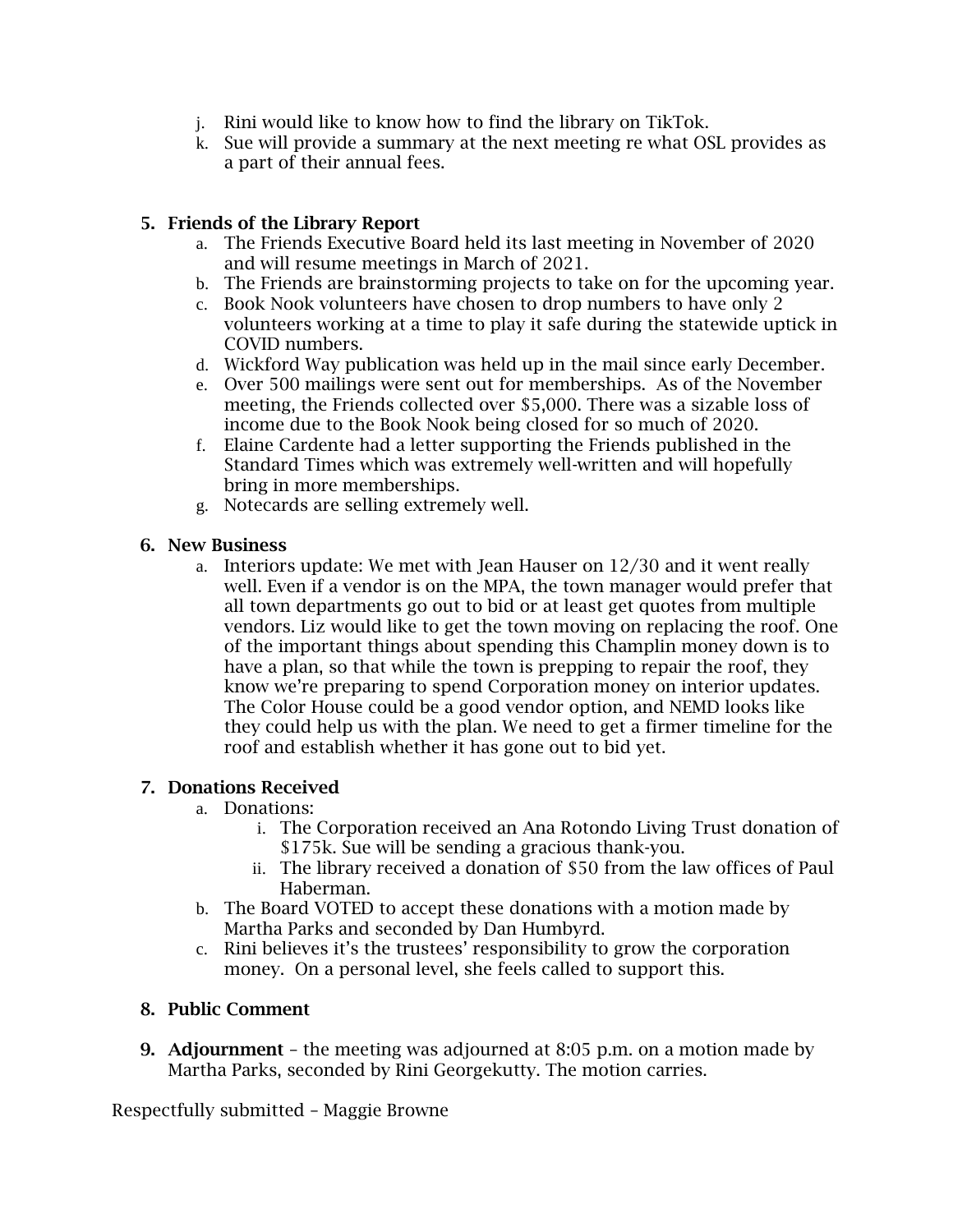j. Rini would like to know how to find the library on TikTok.
k. Sue will provide a summary at the next meeting re what OSL provides as a part of their annual fees.

5. **Friends of the Library Report**
    a. The Friends Executive Board held its last meeting in November of 2020 and will resume meetings in March of 2021.
    b. The Friends are brainstorming projects to take on for the upcoming year.
    c. Book Nook volunteers have chosen to drop numbers to have only 2 volunteers working at a time to play it safe during the statewide uptick in COVID numbers.
    d. Wickford Way publication was held up in the mail since early December.
    e. Over 500 mailings were sent out for memberships. As of the November meeting, the Friends collected over $5,000. There was a sizable loss of income due to the Book Nook being closed for so much of 2020.
    f. Elaine Cardente had a letter supporting the Friends published in the Standard Times which was extremely well-written and will hopefully bring in more memberships.
    g. Notecards are selling extremely well.

6. **New Business**
    a. Interiors update: We met with Jean Hauser on 12/30 and it went really well. Even if a vendor is on the MPA, the town manager would prefer that all town departments go out to bid or at least get quotes from multiple vendors. Liz would like to get the town moving on replacing the roof. One of the important things about spending this Champlin money down is to have a plan, so that while the town is prepping to repair the roof, they know we're preparing to spend Corporation money on interior updates. The Color House could be a good vendor option, and NEMD looks like they could help us with the plan. We need to get a firmer timeline for the roof and establish whether it has gone out to bid yet.

7. **Donations Received**
    a. Donations:
        i. The Corporation received an Ana Rotondo Living Trust donation of $175k. Sue will be sending a gracious thank-you.
        ii. The library received a donation of $50 from the law offices of Paul Haberman.
    b. The Board VOTED to accept these donations with a motion made by Martha Parks and seconded by Dan Humbyrd.
    c. Rini believes it's the trustees' responsibility to grow the corporation money. On a personal level, she feels called to support this.

8. **Public Comment**

9. **Adjournment** – the meeting was adjourned at 8:05 p.m. on a motion made by Martha Parks, seconded by Rini Georgekutty. The motion carries.

Respectfully submitted – Maggie Browne